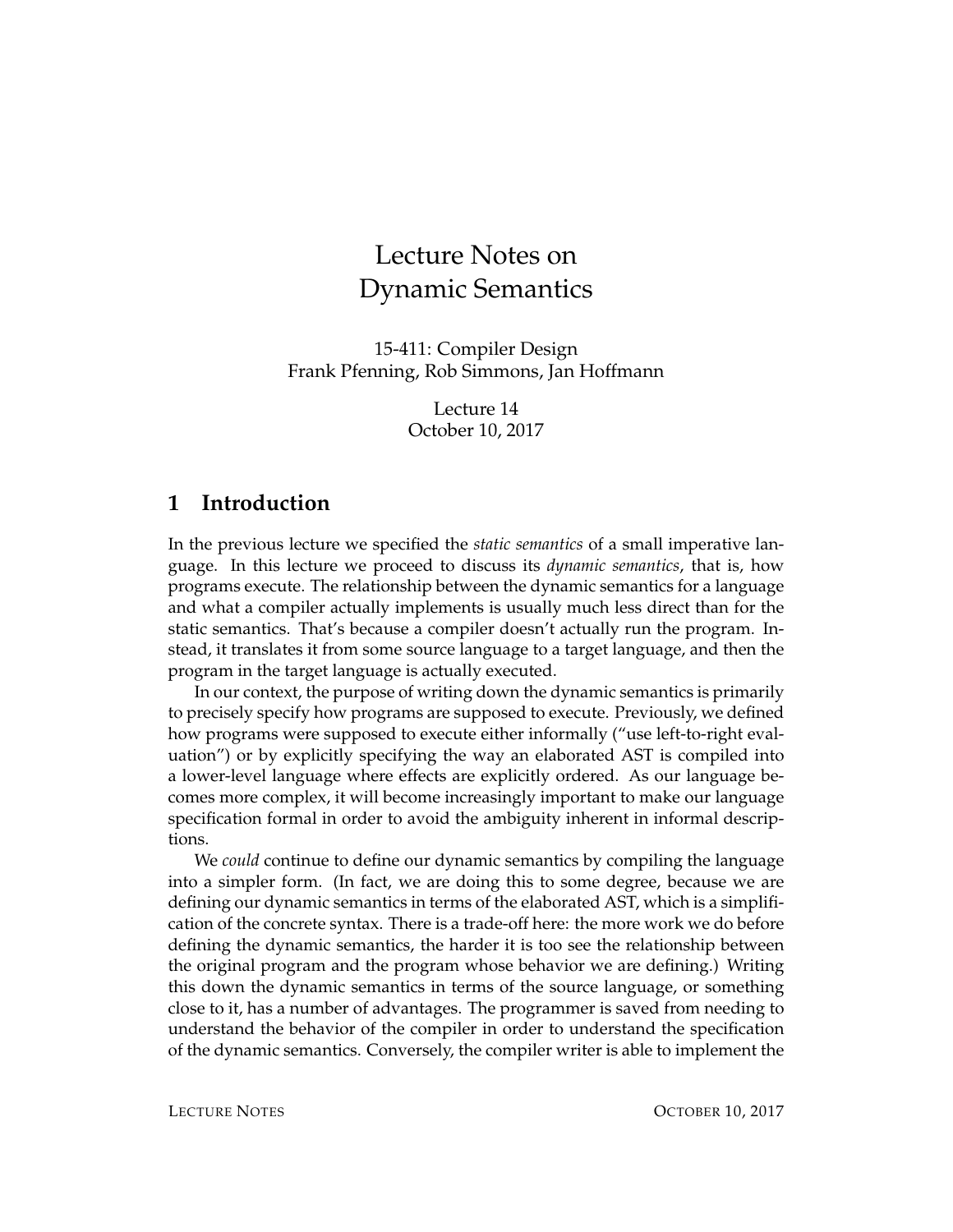# Lecture Notes on
# Dynamic Semantics

15-411: Compiler Design
Frank Pfenning, Rob Simmons, Jan Hoffmann

Lecture 14
October 10, 2017

## 1 Introduction

In the previous lecture we specified the *static semantics* of a small imperative language. In this lecture we proceed to discuss its *dynamic semantics*, that is, how programs execute. The relationship between the dynamic semantics for a language and what a compiler actually implements is usually much less direct than for the static semantics. That's because a compiler doesn't actually run the program. Instead, it translates it from some source language to a target language, and then the program in the target language is actually executed.

In our context, the purpose of writing down the dynamic semantics is primarily to precisely specify how programs are supposed to execute. Previously, we defined how programs were supposed to execute either informally ("use left-to-right evaluation") or by explicitly specifying the way an elaborated AST is compiled into a lower-level language where effects are explicitly ordered. As our language becomes more complex, it will become increasingly important to make our language specification formal in order to avoid the ambiguity inherent in informal descriptions.

We *could* continue to define our dynamic semantics by compiling the language into a simpler form. (In fact, we are doing this to some degree, because we are defining our dynamic semantics in terms of the elaborated AST, which is a simplification of the concrete syntax. There is a trade-off here: the more work we do before defining the dynamic semantics, the harder it is too see the relationship between the original program and the program whose behavior we are defining.) Writing this down the dynamic semantics in terms of the source language, or something close to it, has a number of advantages. The programmer is saved from needing to understand the behavior of the compiler in order to understand the specification of the dynamic semantics. Conversely, the compiler writer is able to implement the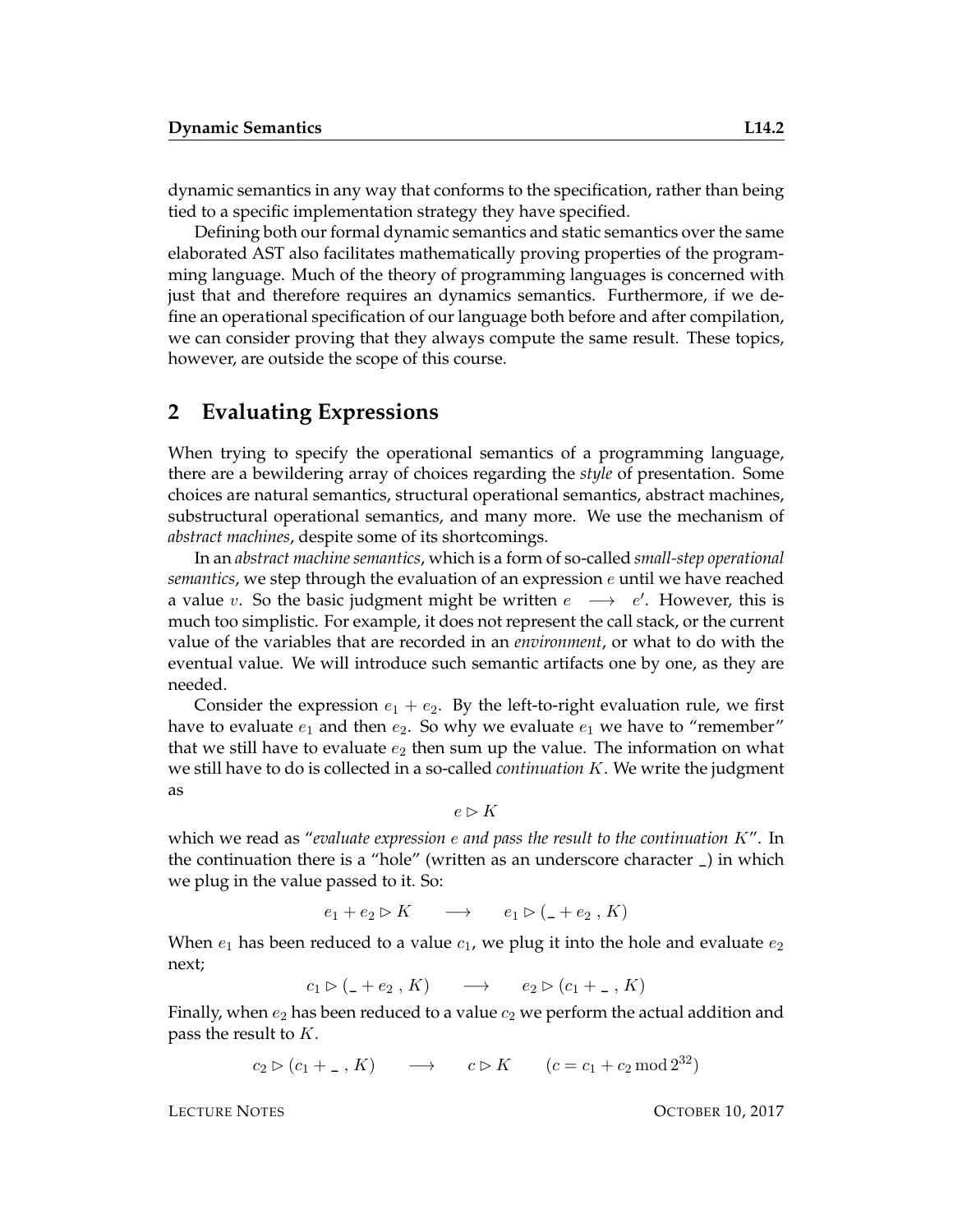dynamic semantics in any way that conforms to the specification, rather than being tied to a specific implementation strategy they have specified.

Defining both our formal dynamic semantics and static semantics over the same elaborated AST also facilitates mathematically proving properties of the programming language. Much of the theory of programming languages is concerned with just that and therefore requires an dynamics semantics. Furthermore, if we define an operational specification of our language both before and after compilation, we can consider proving that they always compute the same result. These topics, however, are outside the scope of this course.

## 2 Evaluating Expressions

When trying to specify the operational semantics of a programming language, there are a bewildering array of choices regarding the *style* of presentation. Some choices are natural semantics, structural operational semantics, abstract machines, substructural operational semantics, and many more. We use the mechanism of *abstract machines*, despite some of its shortcomings.

In an *abstract machine semantics*, which is a form of so-called *small-step operational semantics*, we step through the evaluation of an expression $e$ until we have reached a value $v$. So the basic judgment might be written $e \longrightarrow e'$. However, this is much too simplistic. For example, it does not represent the call stack, or the current value of the variables that are recorded in an *environment*, or what to do with the eventual value. We will introduce such semantic artifacts one by one, as they are needed.

Consider the expression $e_1 + e_2$. By the left-to-right evaluation rule, we first have to evaluate $e_1$ and then $e_2$. So why we evaluate $e_1$ we have to "remember" that we still have to evaluate $e_2$ then sum up the value. The information on what we still have to do is collected in a so-called *continuation* $K$. We write the judgment as

$$e \rhd K$$

which we read as "*evaluate expression $e$ and pass the result to the continuation $K$*". In the continuation there is a "hole" (written as an underscore character _) in which we plug in the value passed to it. So:

$$e_1 + e_2 \rhd K \quad \longrightarrow \quad e_1 \rhd (\_ + e_2 \ , K)$$

When $e_1$ has been reduced to a value $c_1$, we plug it into the hole and evaluate $e_2$ next;

$$c_1 \rhd (\_ + e_2 \ , K) \quad \longrightarrow \quad e_2 \rhd (c_1 + \_ \ , K)$$

Finally, when $e_2$ has been reduced to a value $c_2$ we perform the actual addition and pass the result to $K$.

$$c_2 \rhd (c_1 + \_ \ , K) \quad \longrightarrow \quad c \rhd K \qquad (c = c_1 + c_2 \bmod 2^{32})$$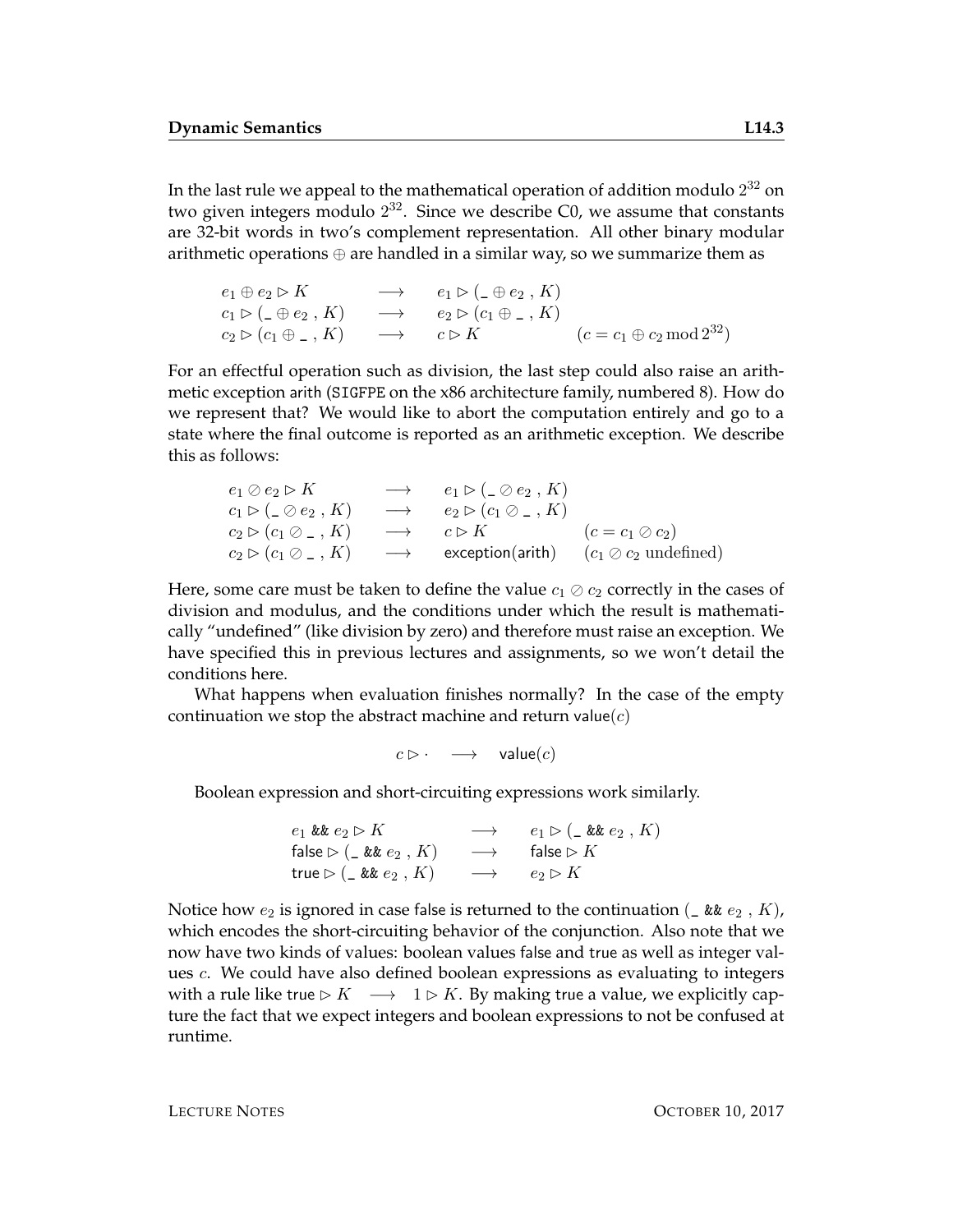In the last rule we appeal to the mathematical operation of addition modulo $2^{32}$ on two given integers modulo $2^{32}$. Since we describe C0, we assume that constants are 32-bit words in two's complement representation. All other binary modular arithmetic operations $\oplus$ are handled in a similar way, so we summarize them as

$$
\begin{array}{lcll}
e_1 \oplus e_2 \rhd K & \longrightarrow & e_1 \rhd (\_ \oplus e_2 \; , \; K) & \\
c_1 \rhd (\_ \oplus e_2 \; , \; K) & \longrightarrow & e_2 \rhd (c_1 \oplus \_ \; , \; K) & \\
c_2 \rhd (c_1 \oplus \_ \; , \; K) & \longrightarrow & c \rhd K & (c = c_1 \oplus c_2 \bmod 2^{32})
\end{array}
$$

For an effectful operation such as division, the last step could also raise an arithmetic exception arith (SIGFPE on the x86 architecture family, numbered 8). How do we represent that? We would like to abort the computation entirely and go to a state where the final outcome is reported as an arithmetic exception. We describe this as follows:

$$
\begin{array}{lcll}
e_1 \oslash e_2 \rhd K & \longrightarrow & e_1 \rhd (\_ \oslash e_2 \; , \; K) & \\
c_1 \rhd (\_ \oslash e_2 \; , \; K) & \longrightarrow & e_2 \rhd (c_1 \oslash \_ \; , \; K) & \\
c_2 \rhd (c_1 \oslash \_ \; , \; K) & \longrightarrow & c \rhd K & (c = c_1 \oslash c_2) \\
c_2 \rhd (c_1 \oslash \_ \; , \; K) & \longrightarrow & \mathsf{exception}(\mathsf{arith}) & (c_1 \oslash c_2 \text{ undefined})
\end{array}
$$

Here, some care must be taken to define the value $c_1 \oslash c_2$ correctly in the cases of division and modulus, and the conditions under which the result is mathematically "undefined" (like division by zero) and therefore must raise an exception. We have specified this in previous lectures and assignments, so we won't detail the conditions here.

What happens when evaluation finishes normally? In the case of the empty continuation we stop the abstract machine and return value($c$)

$$
c \rhd \cdot \quad \longrightarrow \quad \mathsf{value}(c)
$$

Boolean expression and short-circuiting expressions work similarly.

$$
\begin{array}{lcl}
e_1 \; \&\& \; e_2 \rhd K & \longrightarrow & e_1 \rhd (\_ \; \&\& \; e_2 \; , \; K) \\
\mathsf{false} \rhd (\_ \; \&\& \; e_2 \; , \; K) & \longrightarrow & \mathsf{false} \rhd K \\
\mathsf{true} \rhd (\_ \; \&\& \; e_2 \; , \; K) & \longrightarrow & e_2 \rhd K
\end{array}
$$

Notice how $e_2$ is ignored in case false is returned to the continuation ($\_ \; \&\& \; e_2 \; , \; K$), which encodes the short-circuiting behavior of the conjunction. Also note that we now have two kinds of values: boolean values false and true as well as integer values $c$. We could have also defined boolean expressions as evaluating to integers with a rule like $\mathsf{true} \rhd K \;\; \longrightarrow \;\; 1 \rhd K$. By making true a value, we explicitly capture the fact that we expect integers and boolean expressions to not be confused at runtime.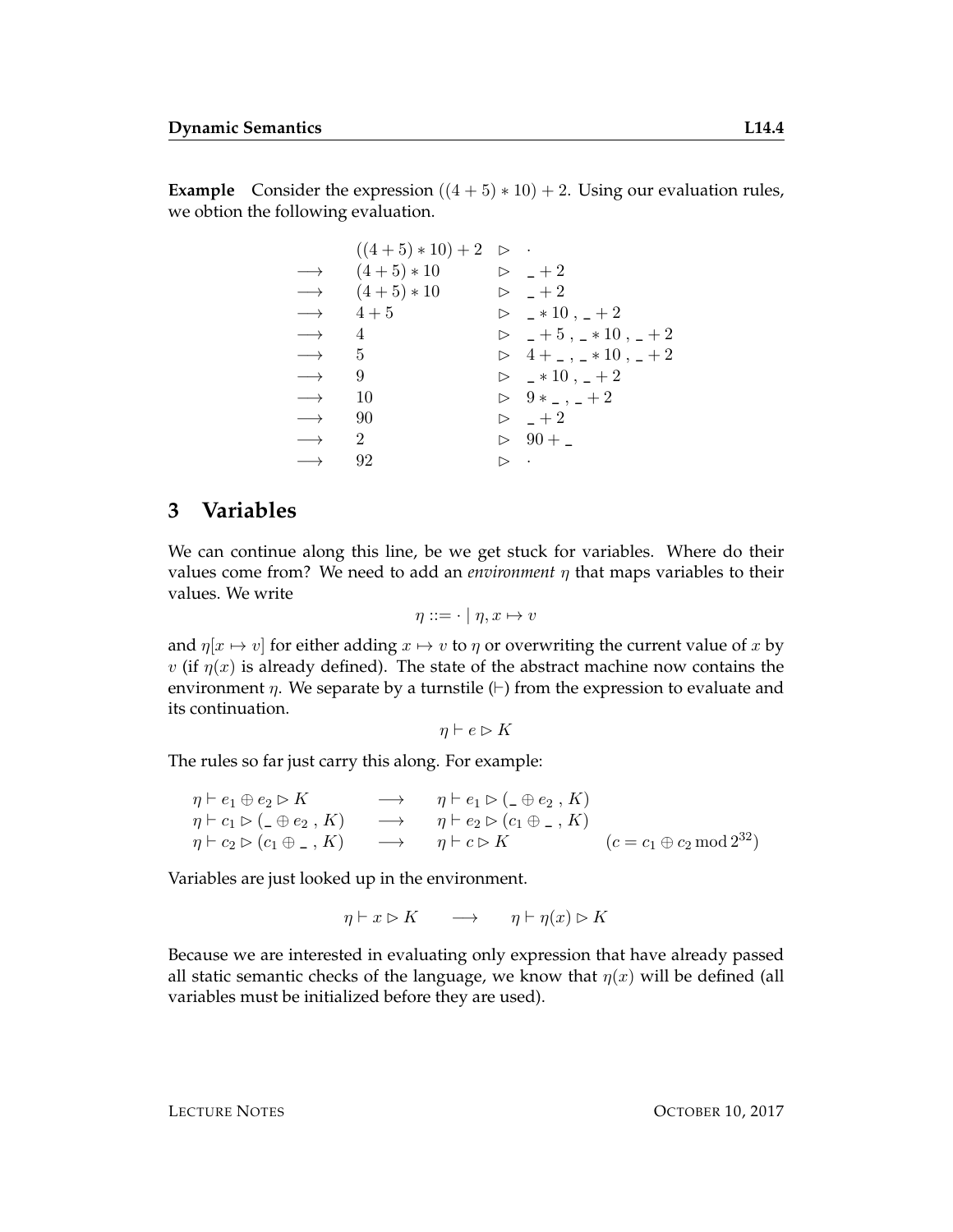**Example** Consider the expression $((4+5)*10)+2$. Using our evaluation rules, we obtion the following evaluation.

$$
\begin{array}{lll}
 & ((4+5)*10)+2 & \rhd \ \cdot \\
\longrightarrow & (4+5)*10 & \rhd \ \_+2 \\
\longrightarrow & (4+5)*10 & \rhd \ \_+2 \\
\longrightarrow & 4+5 & \rhd \ \_*10 \ , \ \_+2 \\
\longrightarrow & 4 & \rhd \ \_+5 \ , \ \_*10 \ , \ \_+2 \\
\longrightarrow & 5 & \rhd \ 4+\_ \ , \ \_*10 \ , \ \_+2 \\
\longrightarrow & 9 & \rhd \ \_*10 \ , \ \_+2 \\
\longrightarrow & 10 & \rhd \ 9*\_ \ , \ \_+2 \\
\longrightarrow & 90 & \rhd \ \_+2 \\
\longrightarrow & 2 & \rhd \ 90+\_ \\
\longrightarrow & 92 & \rhd \ \cdot
\end{array}
$$

## 3 Variables

We can continue along this line, be we get stuck for variables. Where do their values come from? We need to add an *environment* $\eta$ that maps variables to their values. We write

$$\eta ::= \cdot \mid \eta, x \mapsto v$$

and $\eta[x \mapsto v]$ for either adding $x \mapsto v$ to $\eta$ or overwriting the current value of $x$ by $v$ (if $\eta(x)$ is already defined). The state of the abstract machine now contains the environment $\eta$. We separate by a turnstile ($\vdash$) from the expression to evaluate and its continuation.

$$\eta \vdash e \rhd K$$

The rules so far just carry this along. For example:

$$
\begin{array}{llll}
\eta \vdash e_1 \oplus e_2 \rhd K & \longrightarrow & \eta \vdash e_1 \rhd (\_ \oplus e_2 \ , \ K) & \\
\eta \vdash c_1 \rhd (\_ \oplus e_2 \ , \ K) & \longrightarrow & \eta \vdash e_2 \rhd (c_1 \oplus \_ \ , \ K) & \\
\eta \vdash c_2 \rhd (c_1 \oplus \_ \ , \ K) & \longrightarrow & \eta \vdash c \rhd K & (c = c_1 \oplus c_2 \bmod 2^{32})
\end{array}
$$

Variables are just looked up in the environment.

$$\eta \vdash x \rhd K \quad \longrightarrow \quad \eta \vdash \eta(x) \rhd K$$

Because we are interested in evaluating only expression that have already passed all static semantic checks of the language, we know that $\eta(x)$ will be defined (all variables must be initialized before they are used).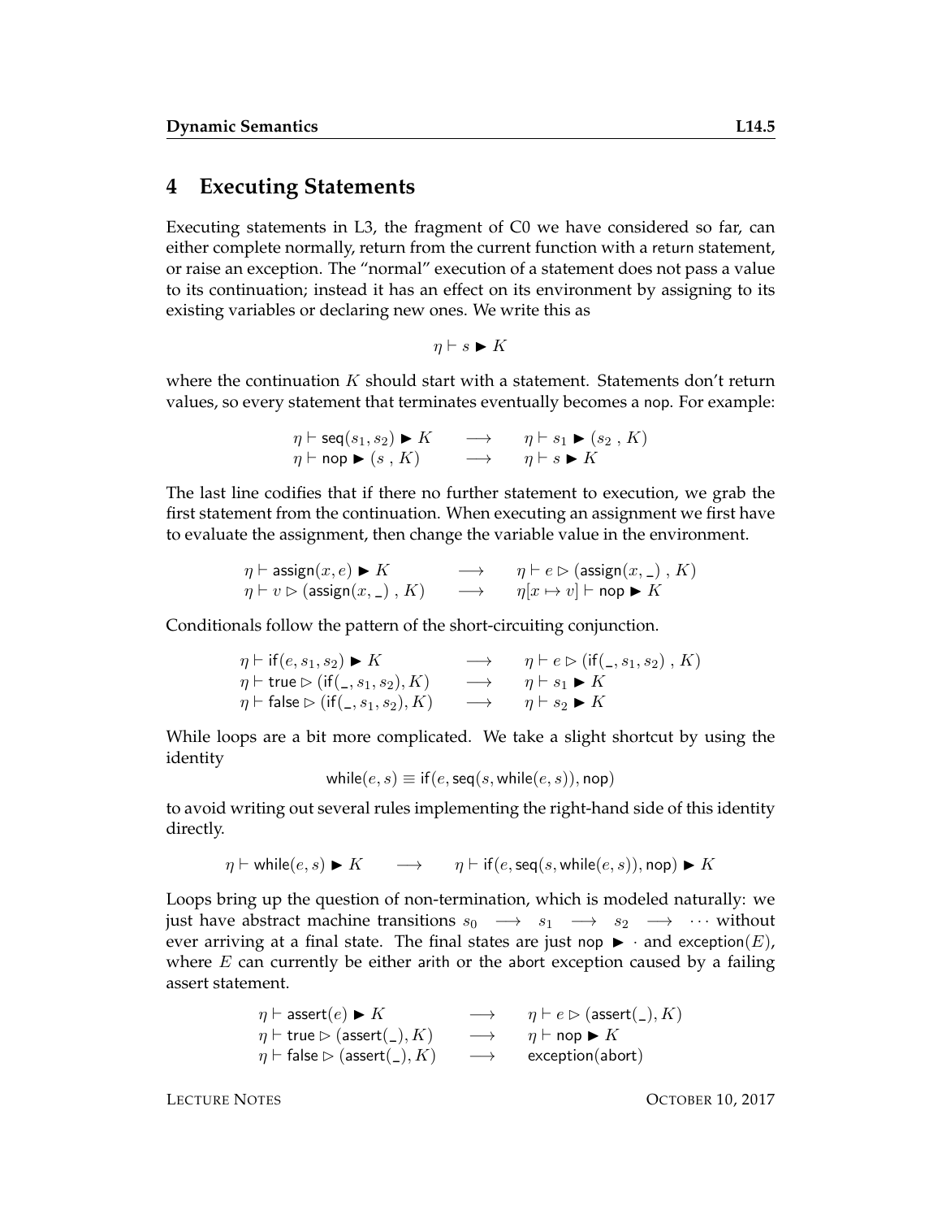## 4 Executing Statements

Executing statements in L3, the fragment of C0 we have considered so far, can either complete normally, return from the current function with a return statement, or raise an exception. The "normal" execution of a statement does not pass a value to its continuation; instead it has an effect on its environment by assigning to its existing variables or declaring new ones. We write this as

$$\eta \vdash s \blacktriangleright K$$

where the continuation $K$ should start with a statement. Statements don't return values, so every statement that terminates eventually becomes a nop. For example:

$$
\begin{array}{lcl}
\eta \vdash \mathsf{seq}(s_1, s_2) \blacktriangleright K & \longrightarrow & \eta \vdash s_1 \blacktriangleright (s_2\ ,\ K) \\
\eta \vdash \mathsf{nop} \blacktriangleright (s\ ,\ K) & \longrightarrow & \eta \vdash s \blacktriangleright K
\end{array}
$$

The last line codifies that if there no further statement to execution, we grab the first statement from the continuation. When executing an assignment we first have to evaluate the assignment, then change the variable value in the environment.

$$
\begin{array}{lcl}
\eta \vdash \mathsf{assign}(x, e) \blacktriangleright K & \longrightarrow & \eta \vdash e \rhd (\mathsf{assign}(x, \_)\ ,\ K) \\
\eta \vdash v \rhd (\mathsf{assign}(x, \_)\ ,\ K) & \longrightarrow & \eta[x \mapsto v] \vdash \mathsf{nop} \blacktriangleright K
\end{array}
$$

Conditionals follow the pattern of the short-circuiting conjunction.

$$
\begin{array}{lcl}
\eta \vdash \mathsf{if}(e, s_1, s_2) \blacktriangleright K & \longrightarrow & \eta \vdash e \rhd (\mathsf{if}(\_, s_1, s_2)\ ,\ K) \\
\eta \vdash \mathsf{true} \rhd (\mathsf{if}(\_, s_1, s_2), K) & \longrightarrow & \eta \vdash s_1 \blacktriangleright K \\
\eta \vdash \mathsf{false} \rhd (\mathsf{if}(\_, s_1, s_2), K) & \longrightarrow & \eta \vdash s_2 \blacktriangleright K
\end{array}
$$

While loops are a bit more complicated. We take a slight shortcut by using the identity

$$\mathsf{while}(e, s) \equiv \mathsf{if}(e, \mathsf{seq}(s, \mathsf{while}(e, s)), \mathsf{nop})$$

to avoid writing out several rules implementing the right-hand side of this identity directly.

$$\eta \vdash \mathsf{while}(e, s) \blacktriangleright K \quad \longrightarrow \quad \eta \vdash \mathsf{if}(e, \mathsf{seq}(s, \mathsf{while}(e, s)), \mathsf{nop}) \blacktriangleright K$$

Loops bring up the question of non-termination, which is modeled naturally: we just have abstract machine transitions $s_0 \longrightarrow s_1 \longrightarrow s_2 \longrightarrow \cdots$ without ever arriving at a final state. The final states are just $\mathsf{nop} \blacktriangleright \cdot$ and $\mathsf{exception}(E)$, where $E$ can currently be either arith or the abort exception caused by a failing assert statement.

$$
\begin{array}{lcl}
\eta \vdash \mathsf{assert}(e) \blacktriangleright K & \longrightarrow & \eta \vdash e \rhd (\mathsf{assert}(\_), K) \\
\eta \vdash \mathsf{true} \rhd (\mathsf{assert}(\_), K) & \longrightarrow & \eta \vdash \mathsf{nop} \blacktriangleright K \\
\eta \vdash \mathsf{false} \rhd (\mathsf{assert}(\_), K) & \longrightarrow & \mathsf{exception}(\mathsf{abort})
\end{array}
$$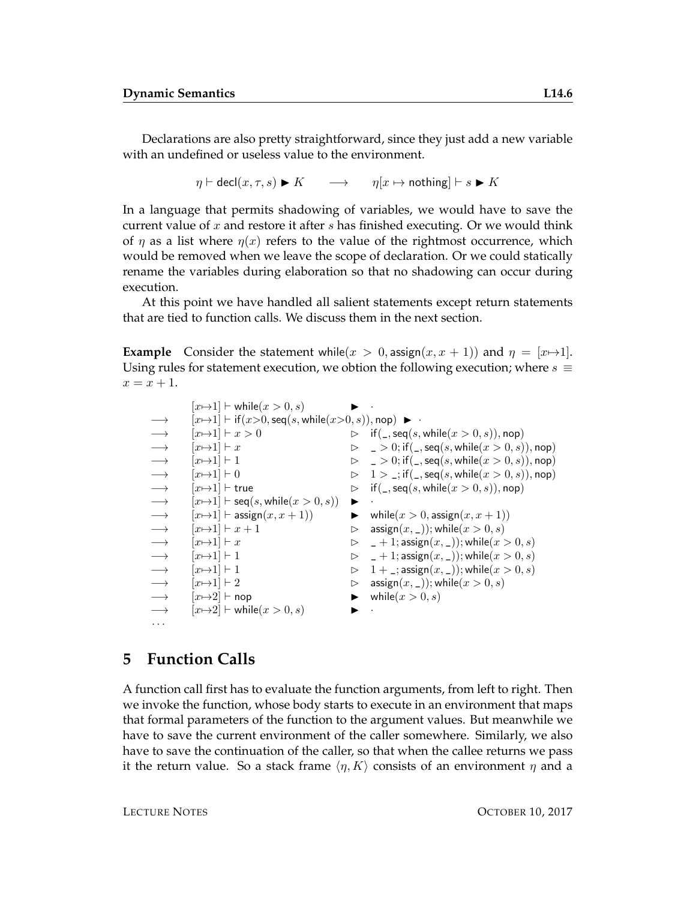Declarations are also pretty straightforward, since they just add a new variable with an undefined or useless value to the environment.

$$\eta \vdash \mathsf{decl}(x, \tau, s) \blacktriangleright K \quad \longrightarrow \quad \eta[x \mapsto \mathsf{nothing}] \vdash s \blacktriangleright K$$

In a language that permits shadowing of variables, we would have to save the current value of $x$ and restore it after $s$ has finished executing. Or we would think of $\eta$ as a list where $\eta(x)$ refers to the value of the rightmost occurrence, which would be removed when we leave the scope of declaration. Or we could statically rename the variables during elaboration so that no shadowing can occur during execution.

At this point we have handled all salient statements except return statements that are tied to function calls. We discuss them in the next section.

**Example** Consider the statement $\mathsf{while}(x > 0, \mathsf{assign}(x, x+1))$ and $\eta = [x\mapsto 1]$. Using rules for statement execution, we obtion the following execution; where $s \equiv x = x + 1$.

$$
\begin{array}{lll}
 & [x\mapsto 1] \vdash \mathsf{while}(x > 0, s) & \blacktriangleright\ \cdot \\
\longrightarrow & [x\mapsto 1] \vdash \mathsf{if}(x{>}0, \mathsf{seq}(s, \mathsf{while}(x{>}0, s)), \mathsf{nop}) & \blacktriangleright\ \cdot \\
\longrightarrow & [x\mapsto 1] \vdash x > 0 & \triangleright\ \ \mathsf{if}(\_, \mathsf{seq}(s, \mathsf{while}(x > 0, s)), \mathsf{nop}) \\
\longrightarrow & [x\mapsto 1] \vdash x & \triangleright\ \ \_ > 0; \mathsf{if}(\_, \mathsf{seq}(s, \mathsf{while}(x > 0, s)), \mathsf{nop}) \\
\longrightarrow & [x\mapsto 1] \vdash 1 & \triangleright\ \ \_ > 0; \mathsf{if}(\_, \mathsf{seq}(s, \mathsf{while}(x > 0, s)), \mathsf{nop}) \\
\longrightarrow & [x\mapsto 1] \vdash 0 & \triangleright\ \ 1 > \_; \mathsf{if}(\_, \mathsf{seq}(s, \mathsf{while}(x > 0, s)), \mathsf{nop}) \\
\longrightarrow & [x\mapsto 1] \vdash \mathsf{true} & \triangleright\ \ \mathsf{if}(\_, \mathsf{seq}(s, \mathsf{while}(x > 0, s)), \mathsf{nop}) \\
\longrightarrow & [x\mapsto 1] \vdash \mathsf{seq}(s, \mathsf{while}(x > 0, s)) & \blacktriangleright\ \cdot \\
\longrightarrow & [x\mapsto 1] \vdash \mathsf{assign}(x, x+1)) & \blacktriangleright\ \mathsf{while}(x > 0, \mathsf{assign}(x, x+1)) \\
\longrightarrow & [x\mapsto 1] \vdash x + 1 & \triangleright\ \ \mathsf{assign}(x, \_)); \mathsf{while}(x > 0, s) \\
\longrightarrow & [x\mapsto 1] \vdash x & \triangleright\ \ \_ + 1; \mathsf{assign}(x, \_)); \mathsf{while}(x > 0, s) \\
\longrightarrow & [x\mapsto 1] \vdash 1 & \triangleright\ \ \_ + 1; \mathsf{assign}(x, \_)); \mathsf{while}(x > 0, s) \\
\longrightarrow & [x\mapsto 1] \vdash 1 & \triangleright\ \ 1 + \_; \mathsf{assign}(x, \_)); \mathsf{while}(x > 0, s) \\
\longrightarrow & [x\mapsto 1] \vdash 2 & \triangleright\ \ \mathsf{assign}(x, \_)); \mathsf{while}(x > 0, s) \\
\longrightarrow & [x\mapsto 2] \vdash \mathsf{nop} & \blacktriangleright\ \mathsf{while}(x > 0, s) \\
\longrightarrow & [x\mapsto 2] \vdash \mathsf{while}(x > 0, s) & \blacktriangleright\ \cdot \\
\ldots & &
\end{array}
$$

## 5 Function Calls

A function call first has to evaluate the function arguments, from left to right. Then we invoke the function, whose body starts to execute in an environment that maps that formal parameters of the function to the argument values. But meanwhile we have to save the current environment of the caller somewhere. Similarly, we also have to save the continuation of the caller, so that when the callee returns we pass it the return value. So a stack frame $\langle \eta, K \rangle$ consists of an environment $\eta$ and a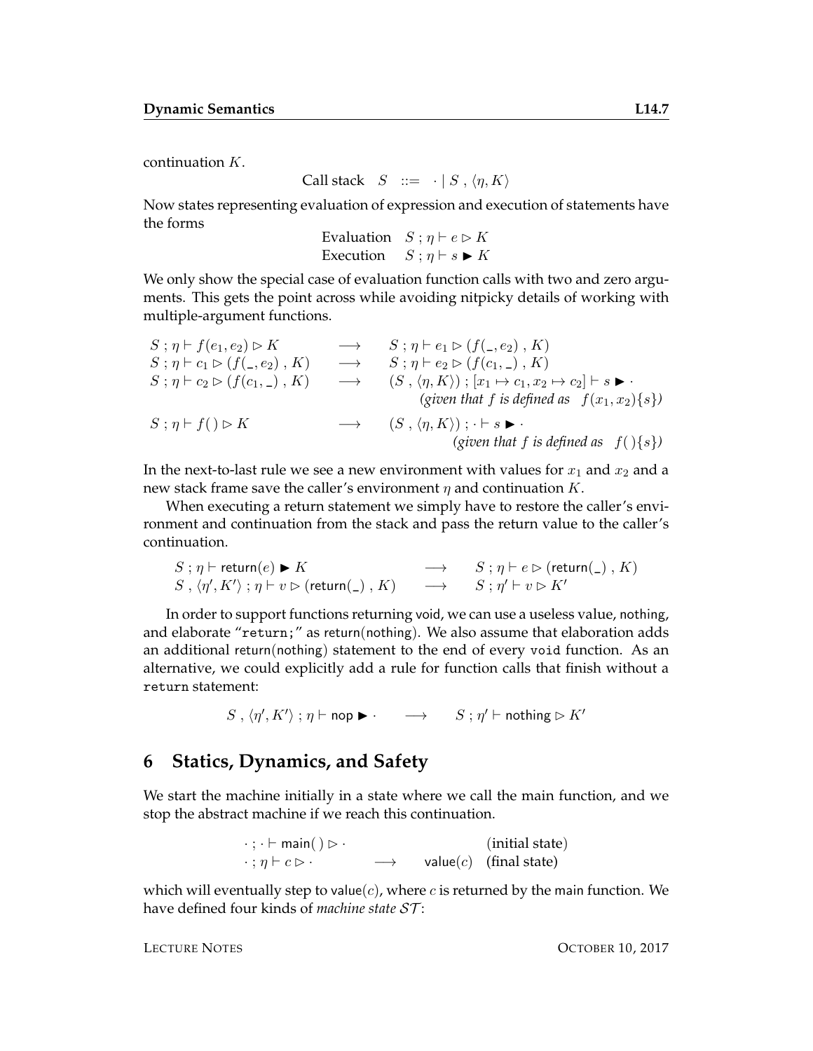continuation $K$.

$$\text{Call stack} \quad S \quad ::= \quad \cdot \mid S \;,\; \langle \eta, K \rangle$$

Now states representing evaluation of expression and execution of statements have the forms

$$\begin{array}{ll} \text{Evaluation} & S \;;\; \eta \vdash e \rhd K \\ \text{Execution} & S \;;\; \eta \vdash s \blacktriangleright K \end{array}$$

We only show the special case of evaluation function calls with two and zero arguments. This gets the point across while avoiding nitpicky details of working with multiple-argument functions.

$$\begin{array}{lcl}
S \;;\; \eta \vdash f(e_1, e_2) \rhd K & \longrightarrow & S \;;\; \eta \vdash e_1 \rhd (f(\_, e_2) \;,\; K) \\
S \;;\; \eta \vdash c_1 \rhd (f(\_, e_2) \;,\; K) & \longrightarrow & S \;;\; \eta \vdash e_2 \rhd (f(c_1, \_) \;,\; K) \\
S \;;\; \eta \vdash c_2 \rhd (f(c_1, \_) \;,\; K) & \longrightarrow & (S \;,\; \langle \eta, K \rangle) \;;\; [x_1 \mapsto c_1, x_2 \mapsto c_2] \vdash s \blacktriangleright \cdot \\
& & \qquad \textit{(given that } f \textit{ is defined as} \quad f(x_1, x_2)\{s\}\textit{)} \\
S \;;\; \eta \vdash f(\,) \rhd K & \longrightarrow & (S \;,\; \langle \eta, K \rangle) \;;\; \cdot \vdash s \blacktriangleright \cdot \\
& & \qquad \textit{(given that } f \textit{ is defined as} \quad f(\,)\{s\}\textit{)}
\end{array}$$

In the next-to-last rule we see a new environment with values for $x_1$ and $x_2$ and a new stack frame save the caller's environment $\eta$ and continuation $K$.

When executing a return statement we simply have to restore the caller's environment and continuation from the stack and pass the return value to the caller's continuation.

$$\begin{array}{lcl}
S \;;\; \eta \vdash \mathsf{return}(e) \blacktriangleright K & \longrightarrow & S \;;\; \eta \vdash e \rhd (\mathsf{return}(\_) \;,\; K) \\
S \;,\; \langle \eta', K' \rangle \;;\; \eta \vdash v \rhd (\mathsf{return}(\_) \;,\; K) & \longrightarrow & S \;;\; \eta' \vdash v \rhd K'
\end{array}$$

In order to support functions returning void, we can use a useless value, nothing, and elaborate "`return;`" as return(nothing). We also assume that elaboration adds an additional return(nothing) statement to the end of every `void` function. As an alternative, we could explicitly add a rule for function calls that finish without a `return` statement:

$$S \;,\; \langle \eta', K' \rangle \;;\; \eta \vdash \mathsf{nop} \blacktriangleright \cdot \quad \longrightarrow \quad S \;;\; \eta' \vdash \mathsf{nothing} \rhd K'$$

## 6 Statics, Dynamics, and Safety

We start the machine initially in a state where we call the main function, and we stop the abstract machine if we reach this continuation.

$$\begin{array}{lcll}
\cdot \;;\; \cdot \vdash \mathsf{main}(\,) \rhd \cdot & & & \text{(initial state)} \\
\cdot \;;\; \eta \vdash c \rhd \cdot & \longrightarrow & \mathsf{value}(c) & \text{(final state)}
\end{array}$$

which will eventually step to value($c$), where $c$ is returned by the main function. We have defined four kinds of *machine state* $\mathcal{ST}$: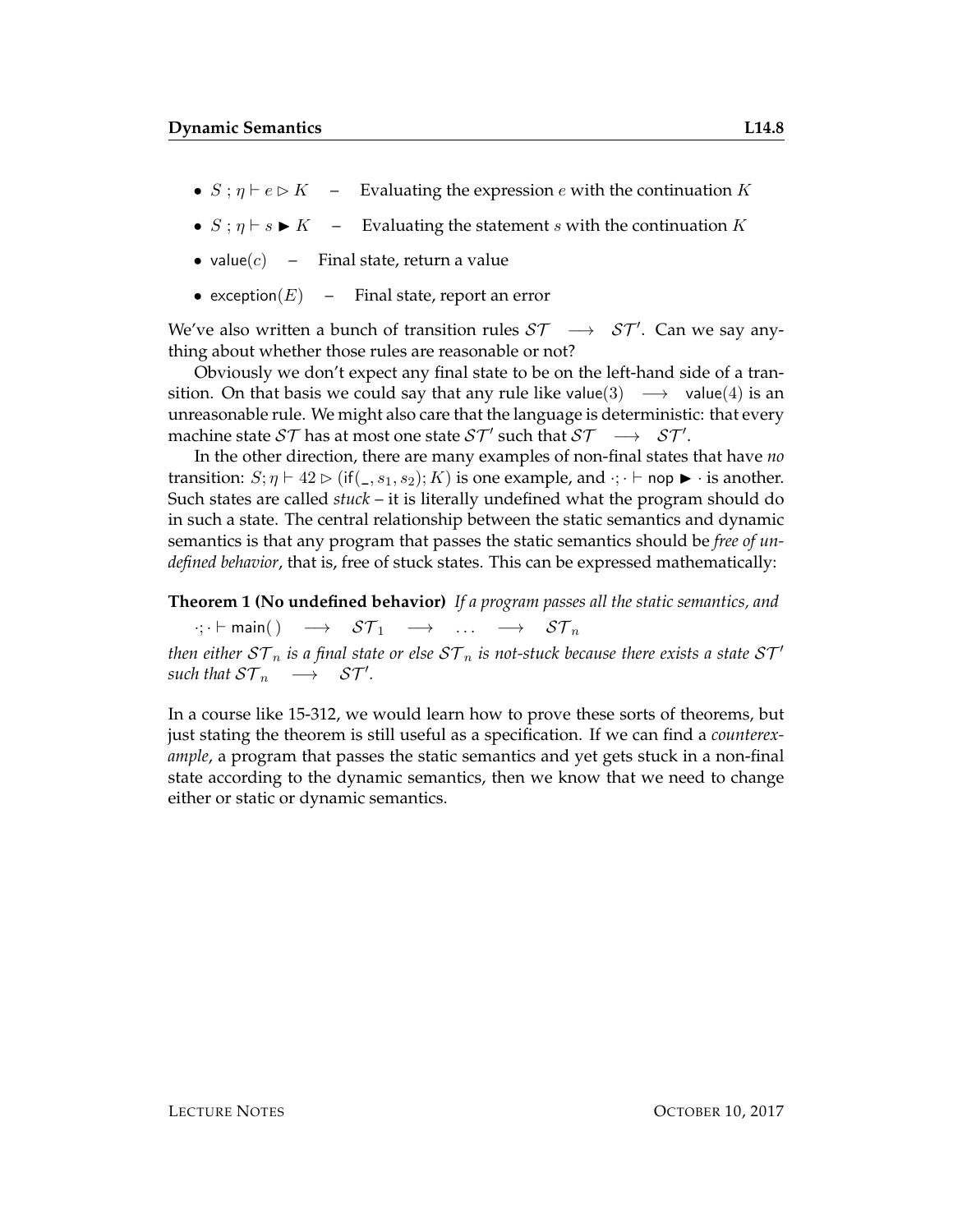- $S\,;\eta \vdash e \rhd K$ – Evaluating the expression $e$ with the continuation $K$
- $S\,;\eta \vdash s \blacktriangleright K$ – Evaluating the statement $s$ with the continuation $K$
- $\mathsf{value}(c)$ – Final state, return a value
- $\mathsf{exception}(E)$ – Final state, report an error

We've also written a bunch of transition rules $\mathcal{ST} \longrightarrow \mathcal{ST}'$. Can we say anything about whether those rules are reasonable or not?

Obviously we don't expect any final state to be on the left-hand side of a transition. On that basis we could say that any rule like $\mathsf{value}(3) \longrightarrow \mathsf{value}(4)$ is an unreasonable rule. We might also care that the language is deterministic: that every machine state $\mathcal{ST}$ has at most one state $\mathcal{ST}'$ such that $\mathcal{ST} \longrightarrow \mathcal{ST}'$.

In the other direction, there are many examples of non-final states that have *no* transition: $S; \eta \vdash 42 \rhd (\mathsf{if}(\_, s_1, s_2); K)$ is one example, and $\cdot; \cdot \vdash \mathsf{nop} \blacktriangleright \cdot$ is another. Such states are called *stuck* – it is literally undefined what the program should do in such a state. The central relationship between the static semantics and dynamic semantics is that any program that passes the static semantics should be *free of undefined behavior*, that is, free of stuck states. This can be expressed mathematically:

**Theorem 1 (No undefined behavior)** *If a program passes all the static semantics, and*

$$\cdot; \cdot \vdash \mathsf{main}(\,) \longrightarrow \mathcal{ST}_1 \longrightarrow \ldots \longrightarrow \mathcal{ST}_n$$

*then either $\mathcal{ST}_n$ is a final state or else $\mathcal{ST}_n$ is not-stuck because there exists a state $\mathcal{ST}'$ such that $\mathcal{ST}_n \longrightarrow \mathcal{ST}'$.*

In a course like 15-312, we would learn how to prove these sorts of theorems, but just stating the theorem is still useful as a specification. If we can find a *counterexample*, a program that passes the static semantics and yet gets stuck in a non-final state according to the dynamic semantics, then we know that we need to change either or static or dynamic semantics.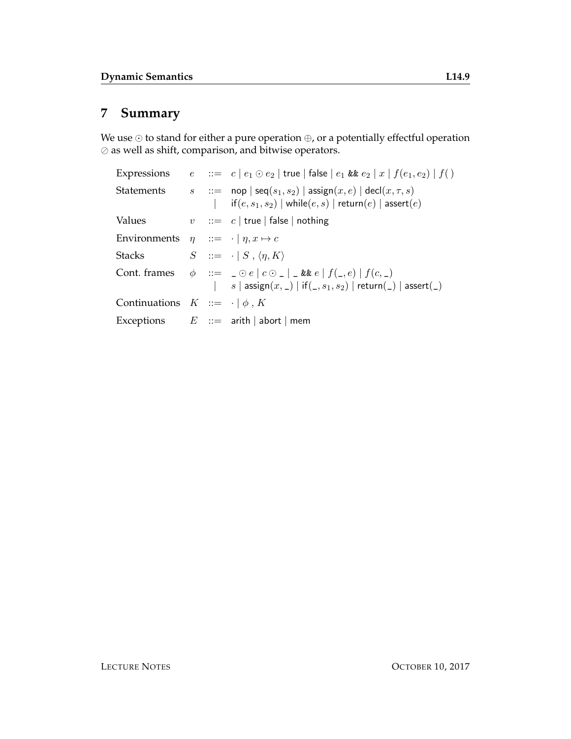## 7 Summary

We use $\odot$ to stand for either a pure operation $\oplus$, or a potentially effectful operation $\oslash$ as well as shift, comparison, and bitwise operators.

$$
\begin{array}{llcl}
\text{Expressions} & e & ::= & c \mid e_1 \odot e_2 \mid \mathsf{true} \mid \mathsf{false} \mid e_1 \mathbin{\texttt{\&\&}} e_2 \mid x \mid f(e_1, e_2) \mid f(\,) \\
\text{Statements} & s & ::= & \mathsf{nop} \mid \mathsf{seq}(s_1, s_2) \mid \mathsf{assign}(x, e) \mid \mathsf{decl}(x, \tau, s) \\
 & & \mid & \mathsf{if}(e, s_1, s_2) \mid \mathsf{while}(e, s) \mid \mathsf{return}(e) \mid \mathsf{assert}(e) \\
\text{Values} & v & ::= & c \mid \mathsf{true} \mid \mathsf{false} \mid \mathsf{nothing} \\
\text{Environments} & \eta & ::= & \cdot \mid \eta, x \mapsto c \\
\text{Stacks} & S & ::= & \cdot \mid S \,,\, \langle \eta, K \rangle \\
\text{Cont. frames} & \phi & ::= & \_ \odot e \mid c \odot \_ \mid \_ \mathbin{\texttt{\&\&}} e \mid f(\_, e) \mid f(c, \_) \\
 & & \mid & s \mid \mathsf{assign}(x, \_) \mid \mathsf{if}(\_, s_1, s_2) \mid \mathsf{return}(\_) \mid \mathsf{assert}(\_) \\
\text{Continuations} & K & ::= & \cdot \mid \phi \,,\, K \\
\text{Exceptions} & E & ::= & \mathsf{arith} \mid \mathsf{abort} \mid \mathsf{mem}
\end{array}
$$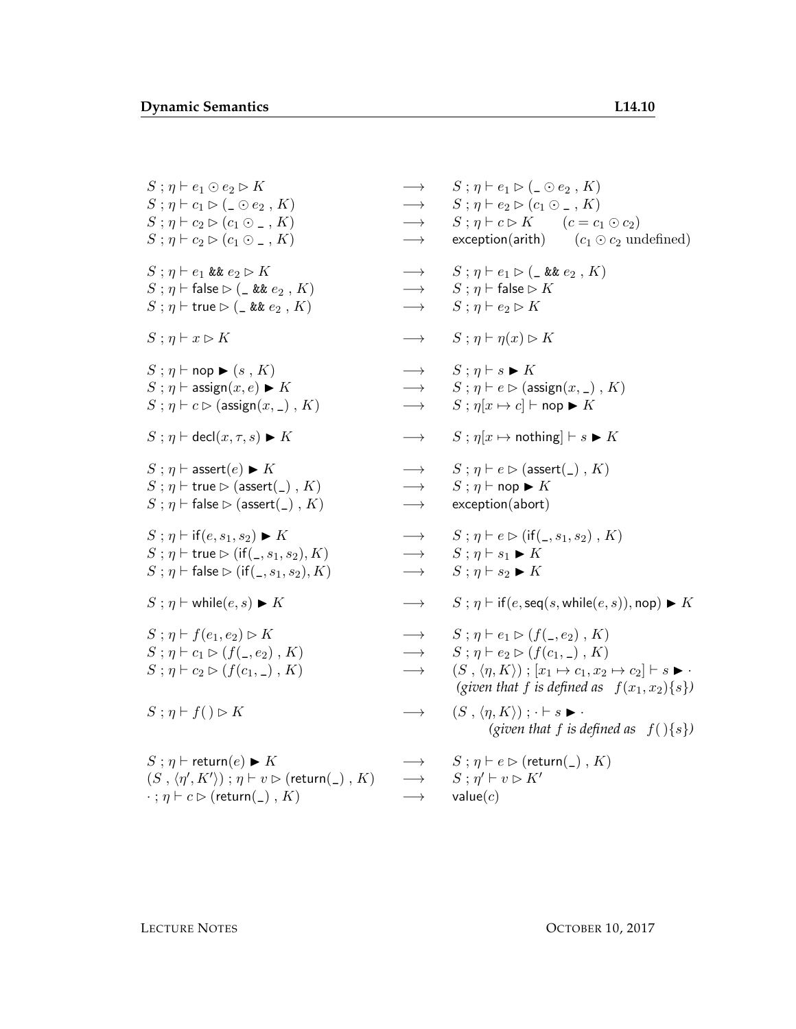$$
\begin{array}{lcl}
S\,;\eta \vdash e_1 \odot e_2 \rhd K & \longrightarrow & S\,;\eta \vdash e_1 \rhd (\_ \odot e_2\ ,\ K) \\
S\,;\eta \vdash c_1 \rhd (\_ \odot e_2\ ,\ K) & \longrightarrow & S\,;\eta \vdash e_2 \rhd (c_1 \odot \_\ ,\ K) \\
S\,;\eta \vdash c_2 \rhd (c_1 \odot \_\ ,\ K) & \longrightarrow & S\,;\eta \vdash c \rhd K \qquad (c = c_1 \odot c_2) \\
S\,;\eta \vdash c_2 \rhd (c_1 \odot \_\ ,\ K) & \longrightarrow & \mathsf{exception(arith)} \qquad (c_1 \odot c_2 \text{ undefined}) \\[1em]
S\,;\eta \vdash e_1 \;\texttt{\&\&}\; e_2 \rhd K & \longrightarrow & S\,;\eta \vdash e_1 \rhd (\_ \;\texttt{\&\&}\; e_2\ ,\ K) \\
S\,;\eta \vdash \mathsf{false} \rhd (\_ \;\texttt{\&\&}\; e_2\ ,\ K) & \longrightarrow & S\,;\eta \vdash \mathsf{false} \rhd K \\
S\,;\eta \vdash \mathsf{true} \rhd (\_ \;\texttt{\&\&}\; e_2\ ,\ K) & \longrightarrow & S\,;\eta \vdash e_2 \rhd K \\[1em]
S\,;\eta \vdash x \rhd K & \longrightarrow & S\,;\eta \vdash \eta(x) \rhd K \\[1em]
S\,;\eta \vdash \mathsf{nop} \blacktriangleright (s\ ,\ K) & \longrightarrow & S\,;\eta \vdash s \blacktriangleright K \\
S\,;\eta \vdash \mathsf{assign}(x, e) \blacktriangleright K & \longrightarrow & S\,;\eta \vdash e \rhd (\mathsf{assign}(x, \_)\ ,\ K) \\
S\,;\eta \vdash c \rhd (\mathsf{assign}(x, \_)\ ,\ K) & \longrightarrow & S\,;\eta[x \mapsto c] \vdash \mathsf{nop} \blacktriangleright K \\[1em]
S\,;\eta \vdash \mathsf{decl}(x, \tau, s) \blacktriangleright K & \longrightarrow & S\,;\eta[x \mapsto \mathsf{nothing}] \vdash s \blacktriangleright K \\[1em]
S\,;\eta \vdash \mathsf{assert}(e) \blacktriangleright K & \longrightarrow & S\,;\eta \vdash e \rhd (\mathsf{assert}(\_)\ ,\ K) \\
S\,;\eta \vdash \mathsf{true} \rhd (\mathsf{assert}(\_)\ ,\ K) & \longrightarrow & S\,;\eta \vdash \mathsf{nop} \blacktriangleright K \\
S\,;\eta \vdash \mathsf{false} \rhd (\mathsf{assert}(\_)\ ,\ K) & \longrightarrow & \mathsf{exception(abort)} \\[1em]
S\,;\eta \vdash \mathsf{if}(e, s_1, s_2) \blacktriangleright K & \longrightarrow & S\,;\eta \vdash e \rhd (\mathsf{if}(\_, s_1, s_2)\ ,\ K) \\
S\,;\eta \vdash \mathsf{true} \rhd (\mathsf{if}(\_, s_1, s_2), K) & \longrightarrow & S\,;\eta \vdash s_1 \blacktriangleright K \\
S\,;\eta \vdash \mathsf{false} \rhd (\mathsf{if}(\_, s_1, s_2), K) & \longrightarrow & S\,;\eta \vdash s_2 \blacktriangleright K \\[1em]
S\,;\eta \vdash \mathsf{while}(e, s) \blacktriangleright K & \longrightarrow & S\,;\eta \vdash \mathsf{if}(e, \mathsf{seq}(s, \mathsf{while}(e, s)), \mathsf{nop}) \blacktriangleright K \\[1em]
S\,;\eta \vdash f(e_1, e_2) \rhd K & \longrightarrow & S\,;\eta \vdash e_1 \rhd (f(\_, e_2)\ ,\ K) \\
S\,;\eta \vdash c_1 \rhd (f(\_, e_2)\ ,\ K) & \longrightarrow & S\,;\eta \vdash e_2 \rhd (f(c_1, \_)\ ,\ K) \\
S\,;\eta \vdash c_2 \rhd (f(c_1, \_)\ ,\ K) & \longrightarrow & (S\ ,\ \langle \eta, K \rangle)\,;[x_1 \mapsto c_1, x_2 \mapsto c_2] \vdash s \blacktriangleright \cdot \\
 & & \textit{(given that } f \textit{ is defined as } \ f(x_1, x_2)\{s\}\textit{)} \\[1em]
S\,;\eta \vdash f(\,) \rhd K & \longrightarrow & (S\ ,\ \langle \eta, K \rangle)\,;\cdot \vdash s \blacktriangleright \cdot \\
 & & \textit{(given that } f \textit{ is defined as } \ f(\,)\{s\}\textit{)} \\[1em]
S\,;\eta \vdash \mathsf{return}(e) \blacktriangleright K & \longrightarrow & S\,;\eta \vdash e \rhd (\mathsf{return}(\_)\ ,\ K) \\
(S\ ,\ \langle \eta', K' \rangle)\,;\eta \vdash v \rhd (\mathsf{return}(\_)\ ,\ K) & \longrightarrow & S\,;\eta' \vdash v \rhd K' \\
\cdot\,;\eta \vdash c \rhd (\mathsf{return}(\_)\ ,\ K) & \longrightarrow & \mathsf{value}(c)
\end{array}
$$